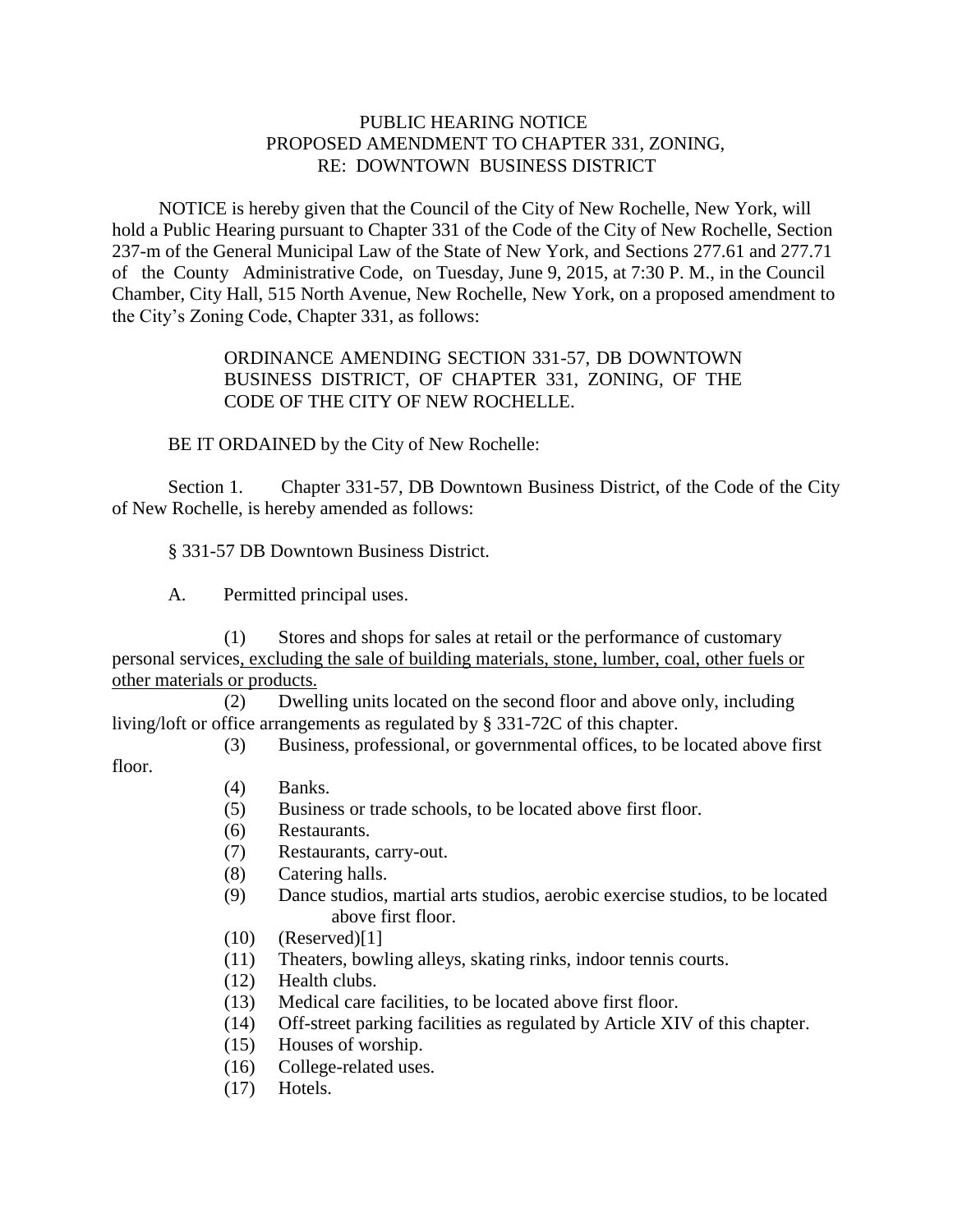# PUBLIC HEARING NOTICE
## PROPOSED AMENDMENT TO CHAPTER 331, ZONING,
## RE: DOWNTOWN BUSINESS DISTRICT

NOTICE is hereby given that the Council of the City of New Rochelle, New York, will hold a Public Hearing pursuant to Chapter 331 of the Code of the City of New Rochelle, Section 237-m of the General Municipal Law of the State of New York, and Sections 277.61 and 277.71 of the County Administrative Code, on Tuesday, June 9, 2015, at 7:30 P. M., in the Council Chamber, City Hall, 515 North Avenue, New Rochelle, New York, on a proposed amendment to the City's Zoning Code, Chapter 331, as follows:

> ORDINANCE AMENDING SECTION 331-57, DB DOWNTOWN BUSINESS DISTRICT, OF CHAPTER 331, ZONING, OF THE CODE OF THE CITY OF NEW ROCHELLE.

BE IT ORDAINED by the City of New Rochelle:

Section 1. Chapter 331-57, DB Downtown Business District, of the Code of the City of New Rochelle, is hereby amended as follows:

§ 331-57 DB Downtown Business District.

A. Permitted principal uses.

(1) Stores and shops for sales at retail or the performance of customary personal services<u>, excluding the sale of building materials, stone, lumber, coal, other fuels or other materials or products.</u>

(2) Dwelling units located on the second floor and above only, including living/loft or office arrangements as regulated by § 331-72C of this chapter.

(3) Business, professional, or governmental offices, to be located above first floor.

(4) Banks.

(5) Business or trade schools, to be located above first floor.

(6) Restaurants.

(7) Restaurants, carry-out.

(8) Catering halls.

(9) Dance studios, martial arts studios, aerobic exercise studios, to be located above first floor.

(10) (Reserved)[1]

(11) Theaters, bowling alleys, skating rinks, indoor tennis courts.

(12) Health clubs.

(13) Medical care facilities, to be located above first floor.

(14) Off-street parking facilities as regulated by Article XIV of this chapter.

(15) Houses of worship.

(16) College-related uses.

(17) Hotels.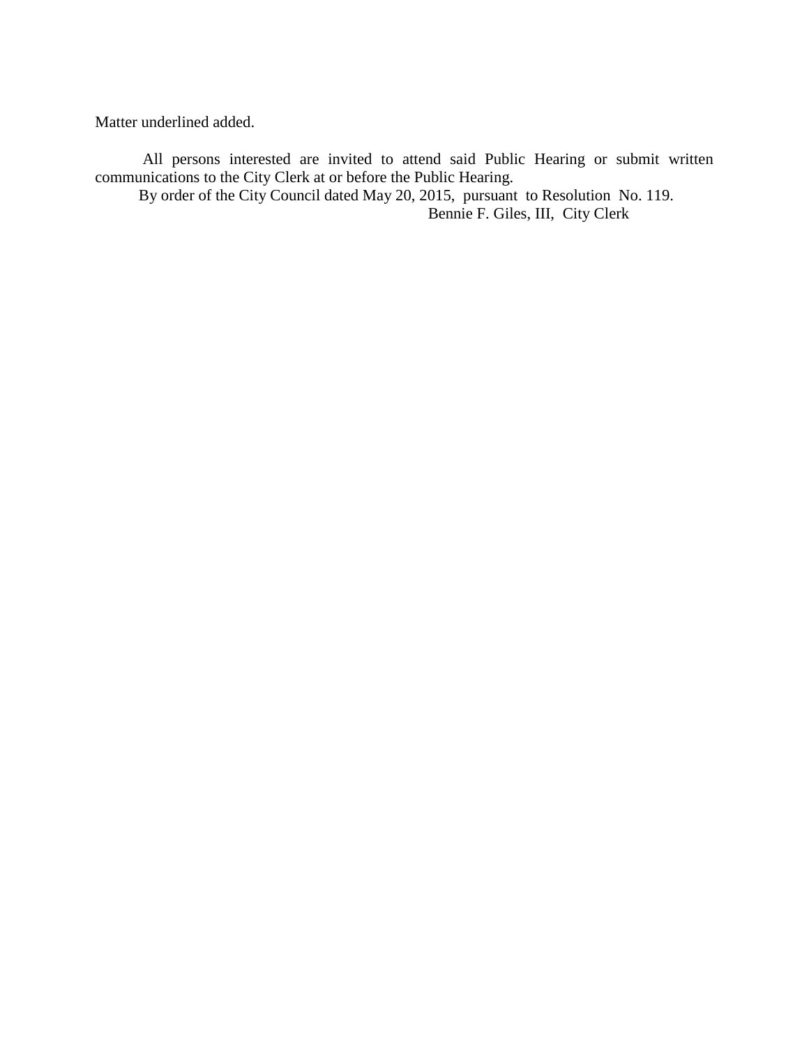Matter underlined added.

All persons interested are invited to attend said Public Hearing or submit written communications to the City Clerk at or before the Public Hearing.

By order of the City Council dated May 20, 2015, pursuant to Resolution No. 119.

Bennie F. Giles, III, City Clerk